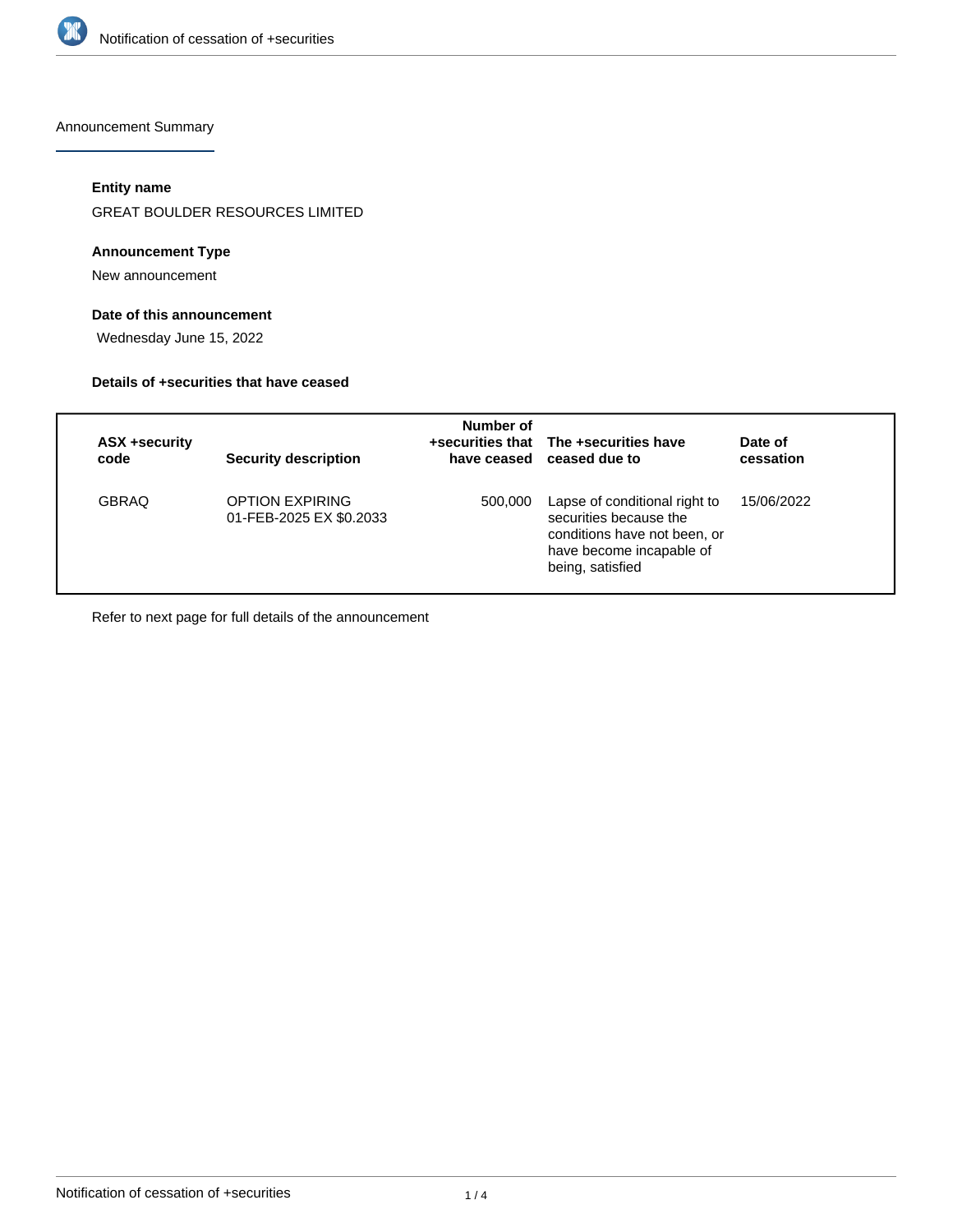Announcement Summary

### Entity name

GREAT BOULDER RESOURCES LIMITED

### Announcement Type

New announcement

### Date of this announcement

Wednesday June 15, 2022

### Details of +securities that have ceased

| ASX +security code | Security description | Number of +securities that have ceased | The +securities have ceased due to | Date of cessation |
|---|---|---|---|---|
| GBRAQ | OPTION EXPIRING 01-FEB-2025 EX $0.2033 | 500,000 | Lapse of conditional right to securities because the conditions have not been, or have become incapable of being, satisfied | 15/06/2022 |

Refer to next page for full details of the announcement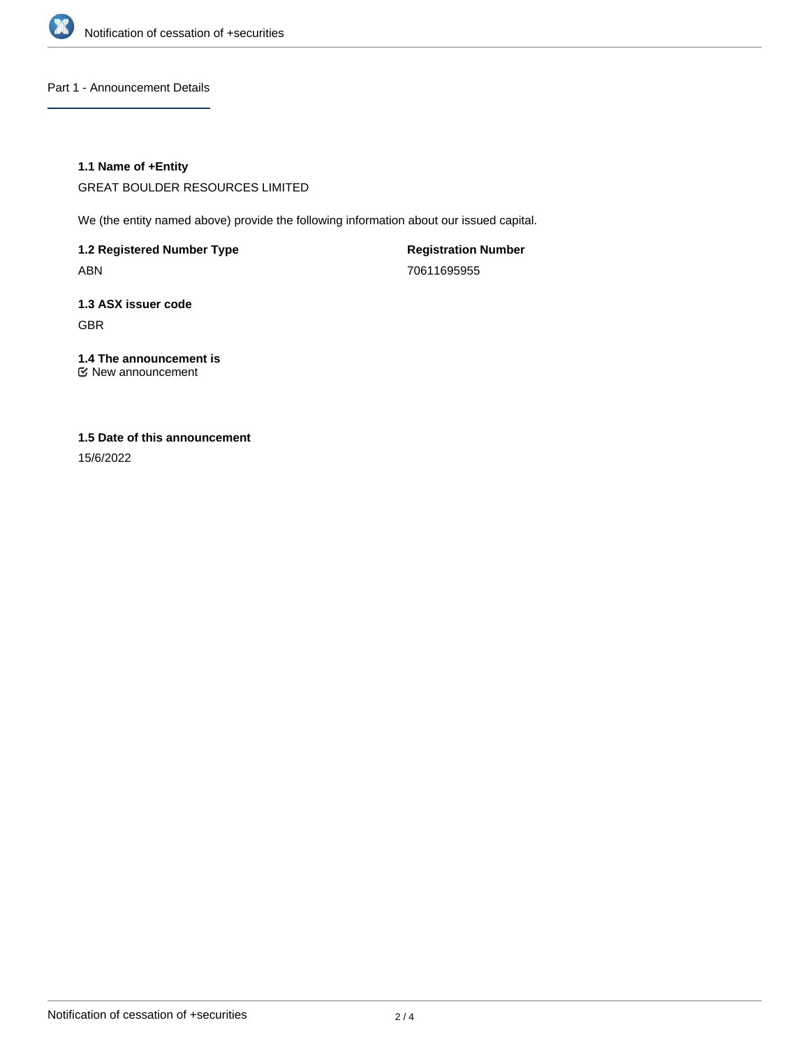## Part 1 - Announcement Details

### 1.1 Name of +Entity

GREAT BOULDER RESOURCES LIMITED

We (the entity named above) provide the following information about our issued capital.

**1.2 Registered Number Type**

ABN

**Registration Number**

70611695955

### 1.3 ASX issuer code

GBR

### 1.4 The announcement is

☑ New announcement

### 1.5 Date of this announcement

15/6/2022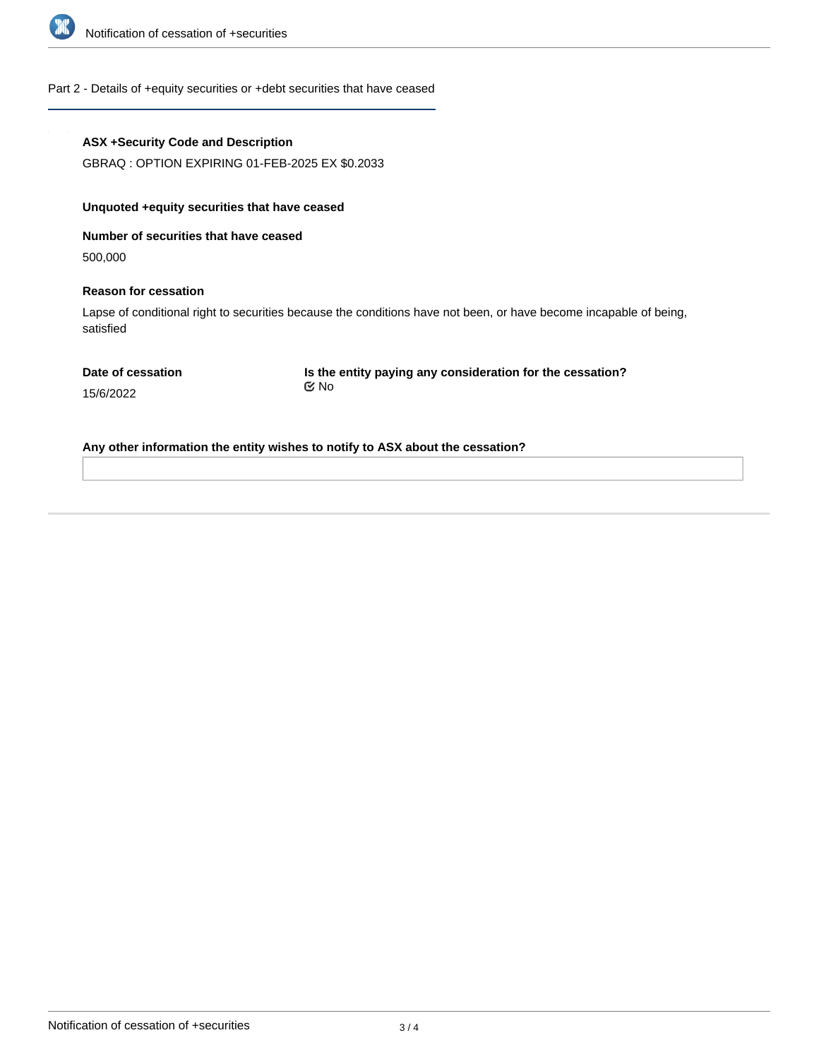## Part 2 - Details of +equity securities or +debt securities that have ceased

**ASX +Security Code and Description**

GBRAQ : OPTION EXPIRING 01-FEB-2025 EX $0.2033

**Unquoted +equity securities that have ceased**

**Number of securities that have ceased**

500,000

**Reason for cessation**

Lapse of conditional right to securities because the conditions have not been, or have become incapable of being, satisfied

**Date of cessation**

15/6/2022

**Is the entity paying any consideration for the cessation?**

☑ No

**Any other information the entity wishes to notify to ASX about the cessation?**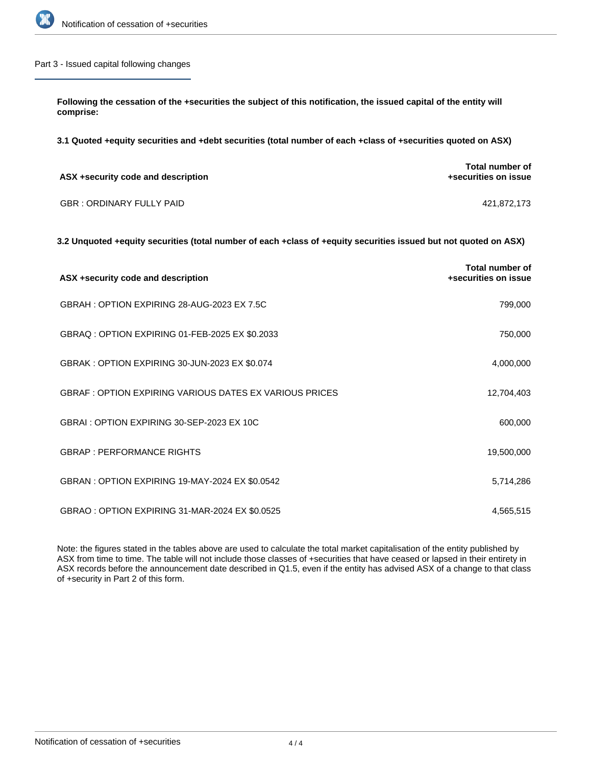## Part 3 - Issued capital following changes

**Following the cessation of the +securities the subject of this notification, the issued capital of the entity will comprise:**

**3.1 Quoted +equity securities and +debt securities (total number of each +class of +securities quoted on ASX)**

| ASX +security code and description | Total number of +securities on issue |
| --- | --- |
| GBR : ORDINARY FULLY PAID | 421,872,173 |

**3.2 Unquoted +equity securities (total number of each +class of +equity securities issued but not quoted on ASX)**

| ASX +security code and description | Total number of +securities on issue |
| --- | --- |
| GBRAH : OPTION EXPIRING 28-AUG-2023 EX 7.5C | 799,000 |
| GBRAQ : OPTION EXPIRING 01-FEB-2025 EX $0.2033 | 750,000 |
| GBRAK : OPTION EXPIRING 30-JUN-2023 EX $0.074 | 4,000,000 |
| GBRAF : OPTION EXPIRING VARIOUS DATES EX VARIOUS PRICES | 12,704,403 |
| GBRAI : OPTION EXPIRING 30-SEP-2023 EX 10C | 600,000 |
| GBRAP : PERFORMANCE RIGHTS | 19,500,000 |
| GBRAN : OPTION EXPIRING 19-MAY-2024 EX $0.0542 | 5,714,286 |
| GBRAO : OPTION EXPIRING 31-MAR-2024 EX $0.0525 | 4,565,515 |

Note: the figures stated in the tables above are used to calculate the total market capitalisation of the entity published by ASX from time to time. The table will not include those classes of +securities that have ceased or lapsed in their entirety in ASX records before the announcement date described in Q1.5, even if the entity has advised ASX of a change to that class of +security in Part 2 of this form.